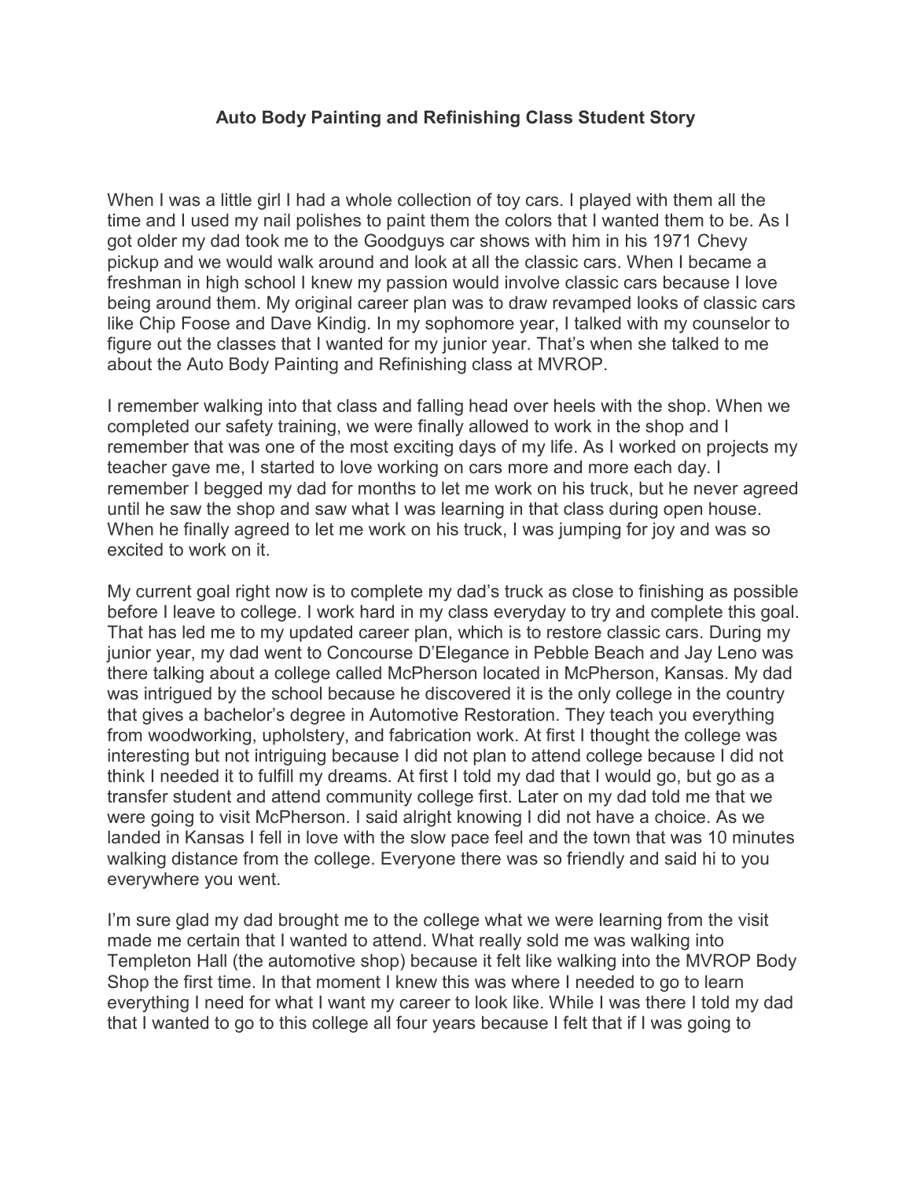**Auto Body Painting and Refinishing Class Student Story**

When I was a little girl I had a whole collection of toy cars. I played with them all the time and I used my nail polishes to paint them the colors that I wanted them to be. As I got older my dad took me to the Goodguys car shows with him in his 1971 Chevy pickup and we would walk around and look at all the classic cars. When I became a freshman in high school I knew my passion would involve classic cars because I love being around them. My original career plan was to draw revamped looks of classic cars like Chip Foose and Dave Kindig. In my sophomore year, I talked with my counselor to figure out the classes that I wanted for my junior year. That's when she talked to me about the Auto Body Painting and Refinishing class at MVROP.

I remember walking into that class and falling head over heels with the shop. When we completed our safety training, we were finally allowed to work in the shop and I remember that was one of the most exciting days of my life. As I worked on projects my teacher gave me, I started to love working on cars more and more each day. I remember I begged my dad for months to let me work on his truck, but he never agreed until he saw the shop and saw what I was learning in that class during open house. When he finally agreed to let me work on his truck, I was jumping for joy and was so excited to work on it.

My current goal right now is to complete my dad's truck as close to finishing as possible before I leave to college. I work hard in my class everyday to try and complete this goal. That has led me to my updated career plan, which is to restore classic cars. During my junior year, my dad went to Concourse D'Elegance in Pebble Beach and Jay Leno was there talking about a college called McPherson located in McPherson, Kansas. My dad was intrigued by the school because he discovered it is the only college in the country that gives a bachelor's degree in Automotive Restoration. They teach you everything from woodworking, upholstery, and fabrication work. At first I thought the college was interesting but not intriguing because I did not plan to attend college because I did not think I needed it to fulfill my dreams. At first I told my dad that I would go, but go as a transfer student and attend community college first. Later on my dad told me that we were going to visit McPherson. I said alright knowing I did not have a choice. As we landed in Kansas I fell in love with the slow pace feel and the town that was 10 minutes walking distance from the college. Everyone there was so friendly and said hi to you everywhere you went.

I'm sure glad my dad brought me to the college what we were learning from the visit made me certain that I wanted to attend. What really sold me was walking into Templeton Hall (the automotive shop) because it felt like walking into the MVROP Body Shop the first time. In that moment I knew this was where I needed to go to learn everything I need for what I want my career to look like. While I was there I told my dad that I wanted to go to this college all four years because I felt that if I was going to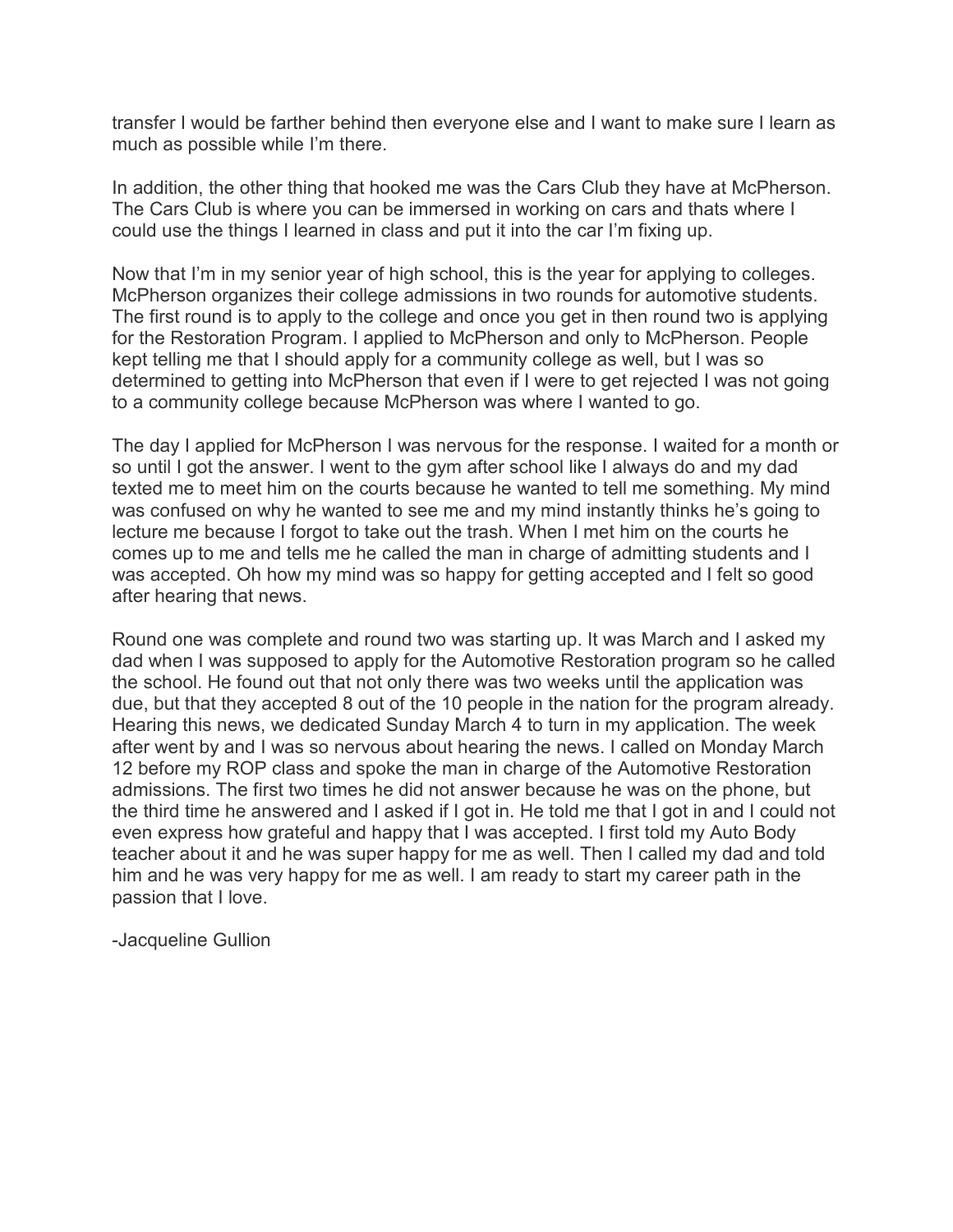transfer I would be farther behind then everyone else and I want to make sure I learn as much as possible while I'm there.

In addition, the other thing that hooked me was the Cars Club they have at McPherson. The Cars Club is where you can be immersed in working on cars and thats where I could use the things I learned in class and put it into the car I'm fixing up.

Now that I'm in my senior year of high school, this is the year for applying to colleges. McPherson organizes their college admissions in two rounds for automotive students. The first round is to apply to the college and once you get in then round two is applying for the Restoration Program. I applied to McPherson and only to McPherson. People kept telling me that I should apply for a community college as well, but I was so determined to getting into McPherson that even if I were to get rejected I was not going to a community college because McPherson was where I wanted to go.

The day I applied for McPherson I was nervous for the response. I waited for a month or so until I got the answer. I went to the gym after school like I always do and my dad texted me to meet him on the courts because he wanted to tell me something. My mind was confused on why he wanted to see me and my mind instantly thinks he's going to lecture me because I forgot to take out the trash. When I met him on the courts he comes up to me and tells me he called the man in charge of admitting students and I was accepted. Oh how my mind was so happy for getting accepted and I felt so good after hearing that news.

Round one was complete and round two was starting up. It was March and I asked my dad when I was supposed to apply for the Automotive Restoration program so he called the school. He found out that not only there was two weeks until the application was due, but that they accepted 8 out of the 10 people in the nation for the program already. Hearing this news, we dedicated Sunday March 4 to turn in my application. The week after went by and I was so nervous about hearing the news. I called on Monday March 12 before my ROP class and spoke the man in charge of the Automotive Restoration admissions. The first two times he did not answer because he was on the phone, but the third time he answered and I asked if I got in. He told me that I got in and I could not even express how grateful and happy that I was accepted. I first told my Auto Body teacher about it and he was super happy for me as well. Then I called my dad and told him and he was very happy for me as well. I am ready to start my career path in the passion that I love.

-Jacqueline Gullion